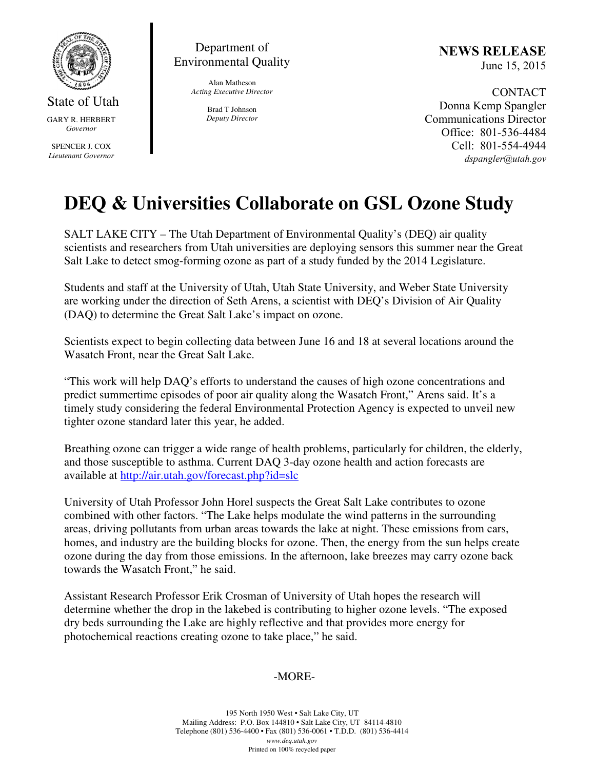State of Utah

GARY R. HERBERT
*Governor*

SPENCER J. COX
*Lieutenant Governor*

Department of Environmental Quality

Alan Matheson
*Acting Executive Director*

Brad T Johnson
*Deputy Director*

**NEWS RELEASE**
June 15, 2015

CONTACT
Donna Kemp Spangler
Communications Director
Office: 801-536-4484
Cell: 801-554-4944
*dspangler@utah.gov*

# DEQ & Universities Collaborate on GSL Ozone Study

SALT LAKE CITY – The Utah Department of Environmental Quality's (DEQ) air quality scientists and researchers from Utah universities are deploying sensors this summer near the Great Salt Lake to detect smog-forming ozone as part of a study funded by the 2014 Legislature.

Students and staff at the University of Utah, Utah State University, and Weber State University are working under the direction of Seth Arens, a scientist with DEQ's Division of Air Quality (DAQ) to determine the Great Salt Lake's impact on ozone.

Scientists expect to begin collecting data between June 16 and 18 at several locations around the Wasatch Front, near the Great Salt Lake.

"This work will help DAQ's efforts to understand the causes of high ozone concentrations and predict summertime episodes of poor air quality along the Wasatch Front," Arens said. It's a timely study considering the federal Environmental Protection Agency is expected to unveil new tighter ozone standard later this year, he added.

Breathing ozone can trigger a wide range of health problems, particularly for children, the elderly, and those susceptible to asthma. Current DAQ 3-day ozone health and action forecasts are available at [http://air.utah.gov/forecast.php?id=slc](http://air.utah.gov/forecast.php?id=slc)

University of Utah Professor John Horel suspects the Great Salt Lake contributes to ozone combined with other factors. "The Lake helps modulate the wind patterns in the surrounding areas, driving pollutants from urban areas towards the lake at night. These emissions from cars, homes, and industry are the building blocks for ozone. Then, the energy from the sun helps create ozone during the day from those emissions. In the afternoon, lake breezes may carry ozone back towards the Wasatch Front," he said.

Assistant Research Professor Erik Crosman of University of Utah hopes the research will determine whether the drop in the lakebed is contributing to higher ozone levels. "The exposed dry beds surrounding the Lake are highly reflective and that provides more energy for photochemical reactions creating ozone to take place," he said.

-MORE-

195 North 1950 West • Salt Lake City, UT
Mailing Address: P.O. Box 144810 • Salt Lake City, UT 84114-4810
Telephone (801) 536-4400 • Fax (801) 536-0061 • T.D.D. (801) 536-4414
*www.deq.utah.gov*
Printed on 100% recycled paper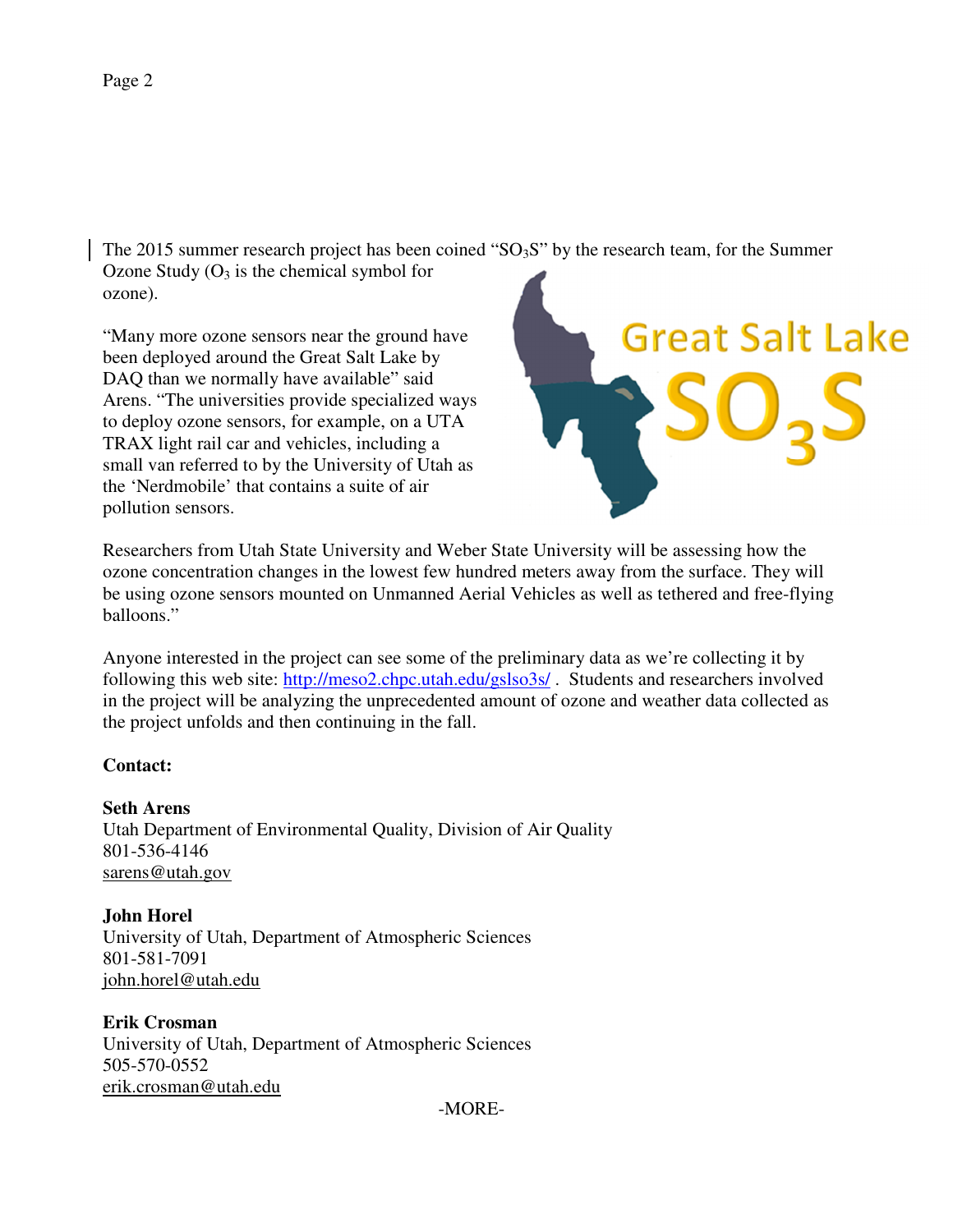The 2015 summer research project has been coined "$SO_3S$" by the research team, for the Summer Ozone Study ($O_3$ is the chemical symbol for ozone).

"Many more ozone sensors near the ground have been deployed around the Great Salt Lake by DAQ than we normally have available" said Arens. "The universities provide specialized ways to deploy ozone sensors, for example, on a UTA TRAX light rail car and vehicles, including a small van referred to by the University of Utah as the 'Nerdmobile' that contains a suite of air pollution sensors.

Researchers from Utah State University and Weber State University will be assessing how the ozone concentration changes in the lowest few hundred meters away from the surface. They will be using ozone sensors mounted on Unmanned Aerial Vehicles as well as tethered and free-flying balloons."

Anyone interested in the project can see some of the preliminary data as we're collecting it by following this web site: http://meso2.chpc.utah.edu/gslso3s/ . Students and researchers involved in the project will be analyzing the unprecedented amount of ozone and weather data collected as the project unfolds and then continuing in the fall.

**Contact:**

**Seth Arens**
Utah Department of Environmental Quality, Division of Air Quality
801-536-4146
sarens@utah.gov

**John Horel**
University of Utah, Department of Atmospheric Sciences
801-581-7091
john.horel@utah.edu

**Erik Crosman**
University of Utah, Department of Atmospheric Sciences
505-570-0552
erik.crosman@utah.edu

-MORE-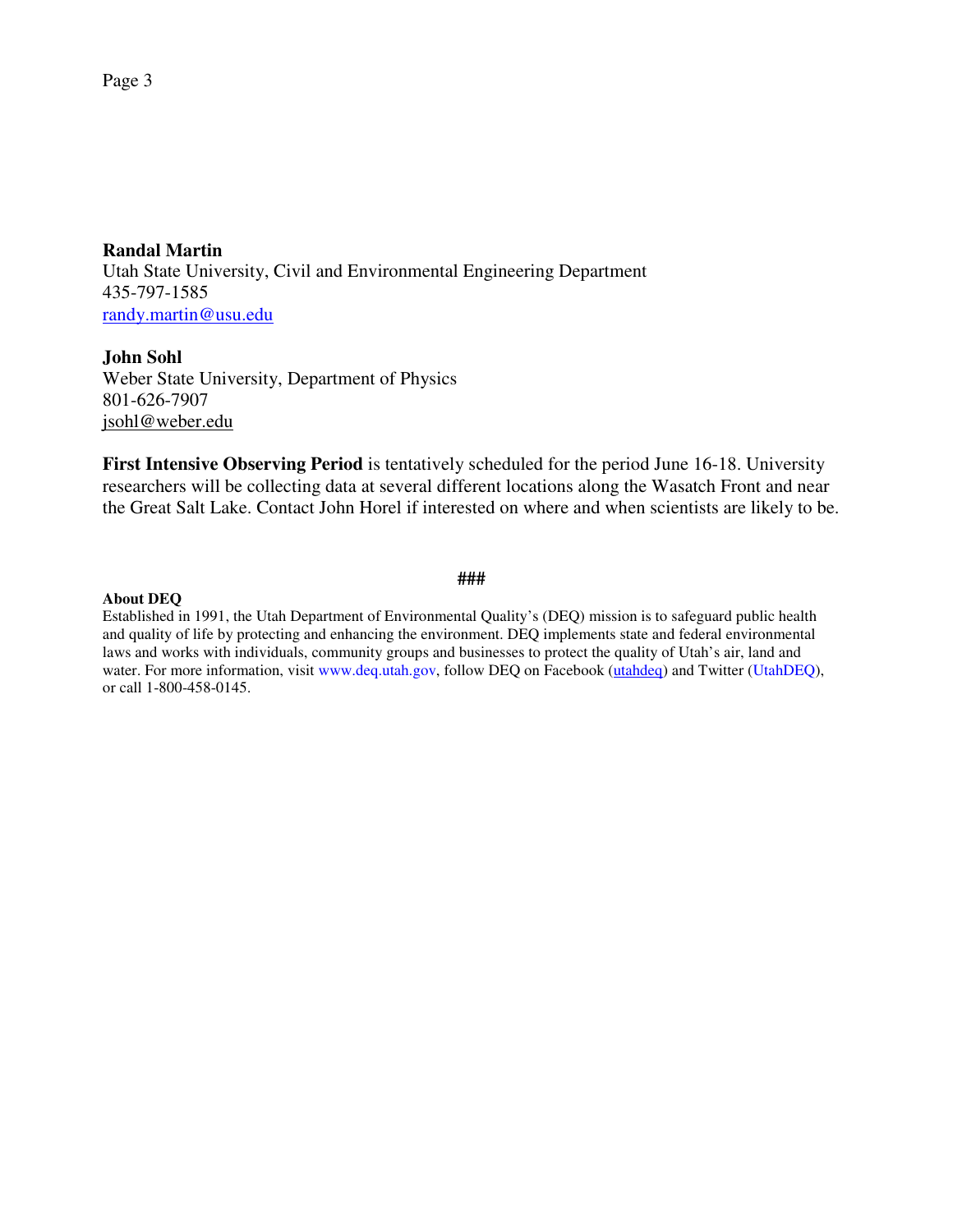**Randal Martin**
Utah State University, Civil and Environmental Engineering Department
435-797-1585
randy.martin@usu.edu

**John Sohl**
Weber State University, Department of Physics
801-626-7907
jsohl@weber.edu

**First Intensive Observing Period** is tentatively scheduled for the period June 16-18. University researchers will be collecting data at several different locations along the Wasatch Front and near the Great Salt Lake. Contact John Horel if interested on where and when scientists are likely to be.

###

**About DEQ**
Established in 1991, the Utah Department of Environmental Quality's (DEQ) mission is to safeguard public health and quality of life by protecting and enhancing the environment. DEQ implements state and federal environmental laws and works with individuals, community groups and businesses to protect the quality of Utah's air, land and water. For more information, visit www.deq.utah.gov, follow DEQ on Facebook (utahdeq) and Twitter (UtahDEQ), or call 1-800-458-0145.